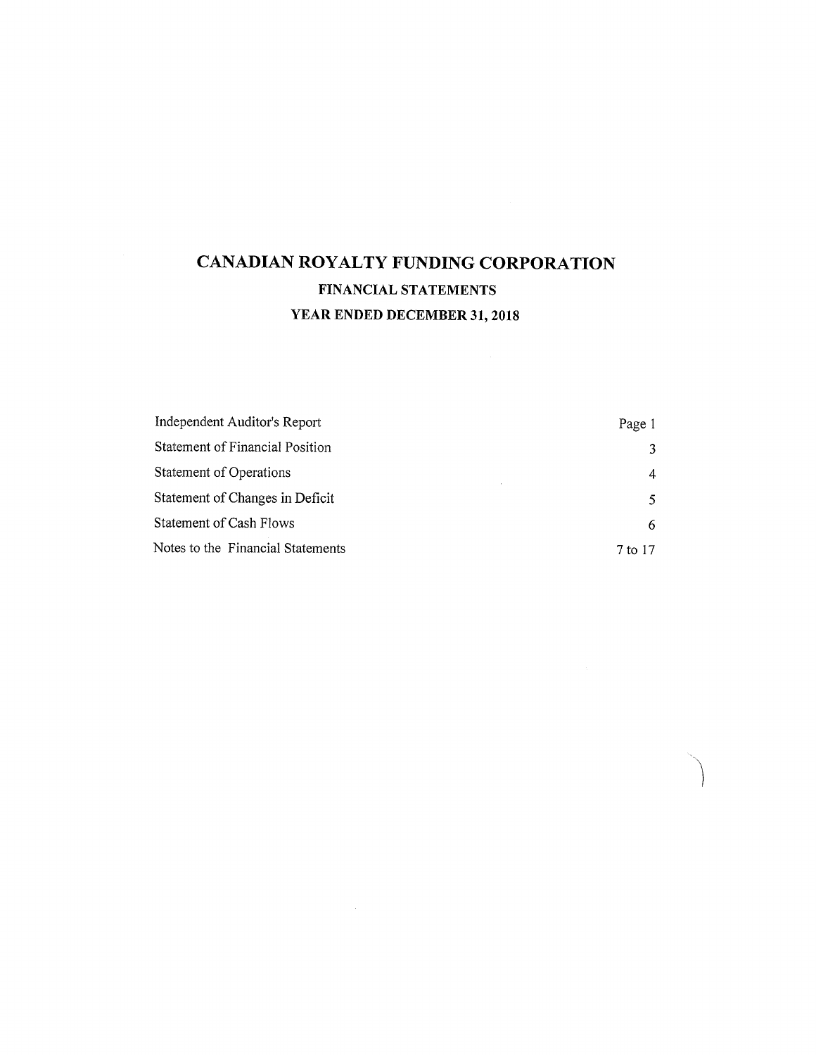# CANADIAN ROYALTY FUNDING CORPORATION

## FINANCIAL STATEMENTS

## YEAR ENDED DECEMBER 31, 2018

| | |
|---|---|
| Independent Auditor's Report | Page 1 |
| Statement of Financial Position | 3 |
| Statement of Operations | 4 |
| Statement of Changes in Deficit | 5 |
| Statement of Cash Flows | 6 |
| Notes to the Financial Statements | 7 to 17 |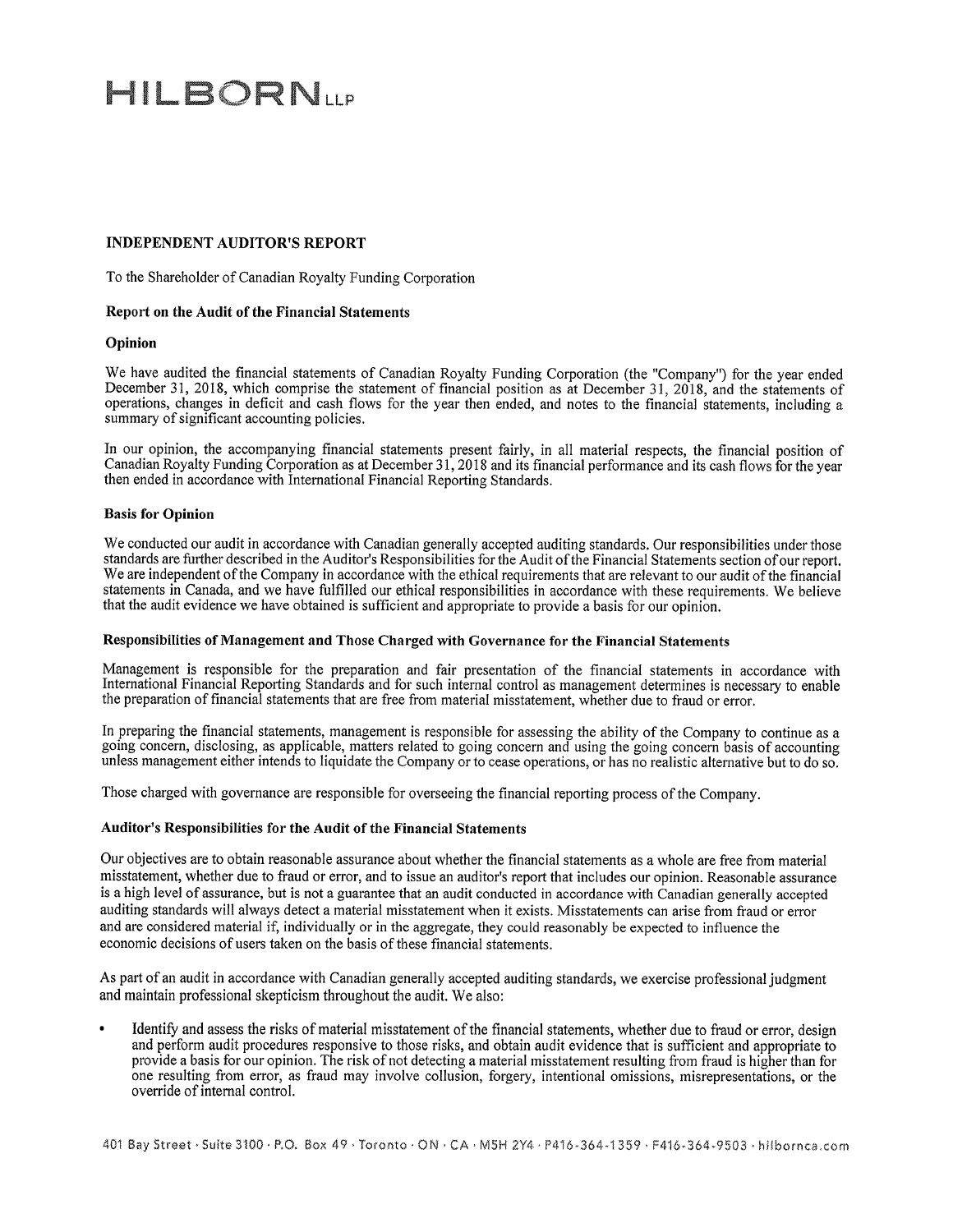# HILBORN LLP

## INDEPENDENT AUDITOR'S REPORT

To the Shareholder of Canadian Royalty Funding Corporation

### Report on the Audit of the Financial Statements

#### Opinion

We have audited the financial statements of Canadian Royalty Funding Corporation (the "Company") for the year ended December 31, 2018, which comprise the statement of financial position as at December 31, 2018, and the statements of operations, changes in deficit and cash flows for the year then ended, and notes to the financial statements, including a summary of significant accounting policies.

In our opinion, the accompanying financial statements present fairly, in all material respects, the financial position of Canadian Royalty Funding Corporation as at December 31, 2018 and its financial performance and its cash flows for the year then ended in accordance with International Financial Reporting Standards.

#### Basis for Opinion

We conducted our audit in accordance with Canadian generally accepted auditing standards. Our responsibilities under those standards are further described in the Auditor's Responsibilities for the Audit of the Financial Statements section of our report. We are independent of the Company in accordance with the ethical requirements that are relevant to our audit of the financial statements in Canada, and we have fulfilled our ethical responsibilities in accordance with these requirements. We believe that the audit evidence we have obtained is sufficient and appropriate to provide a basis for our opinion.

#### Responsibilities of Management and Those Charged with Governance for the Financial Statements

Management is responsible for the preparation and fair presentation of the financial statements in accordance with International Financial Reporting Standards and for such internal control as management determines is necessary to enable the preparation of financial statements that are free from material misstatement, whether due to fraud or error.

In preparing the financial statements, management is responsible for assessing the ability of the Company to continue as a going concern, disclosing, as applicable, matters related to going concern and using the going concern basis of accounting unless management either intends to liquidate the Company or to cease operations, or has no realistic alternative but to do so.

Those charged with governance are responsible for overseeing the financial reporting process of the Company.

#### Auditor's Responsibilities for the Audit of the Financial Statements

Our objectives are to obtain reasonable assurance about whether the financial statements as a whole are free from material misstatement, whether due to fraud or error, and to issue an auditor's report that includes our opinion. Reasonable assurance is a high level of assurance, but is not a guarantee that an audit conducted in accordance with Canadian generally accepted auditing standards will always detect a material misstatement when it exists. Misstatements can arise from fraud or error and are considered material if, individually or in the aggregate, they could reasonably be expected to influence the economic decisions of users taken on the basis of these financial statements.

As part of an audit in accordance with Canadian generally accepted auditing standards, we exercise professional judgment and maintain professional skepticism throughout the audit. We also:

- Identify and assess the risks of material misstatement of the financial statements, whether due to fraud or error, design and perform audit procedures responsive to those risks, and obtain audit evidence that is sufficient and appropriate to provide a basis for our opinion. The risk of not detecting a material misstatement resulting from fraud is higher than for one resulting from error, as fraud may involve collusion, forgery, intentional omissions, misrepresentations, or the override of internal control.

401 Bay Street · Suite 3100 · P.O. Box 49 · Toronto · ON · CA · M5H 2Y4 · P416-364-1359 · F416-364-9503 · hilbornca.com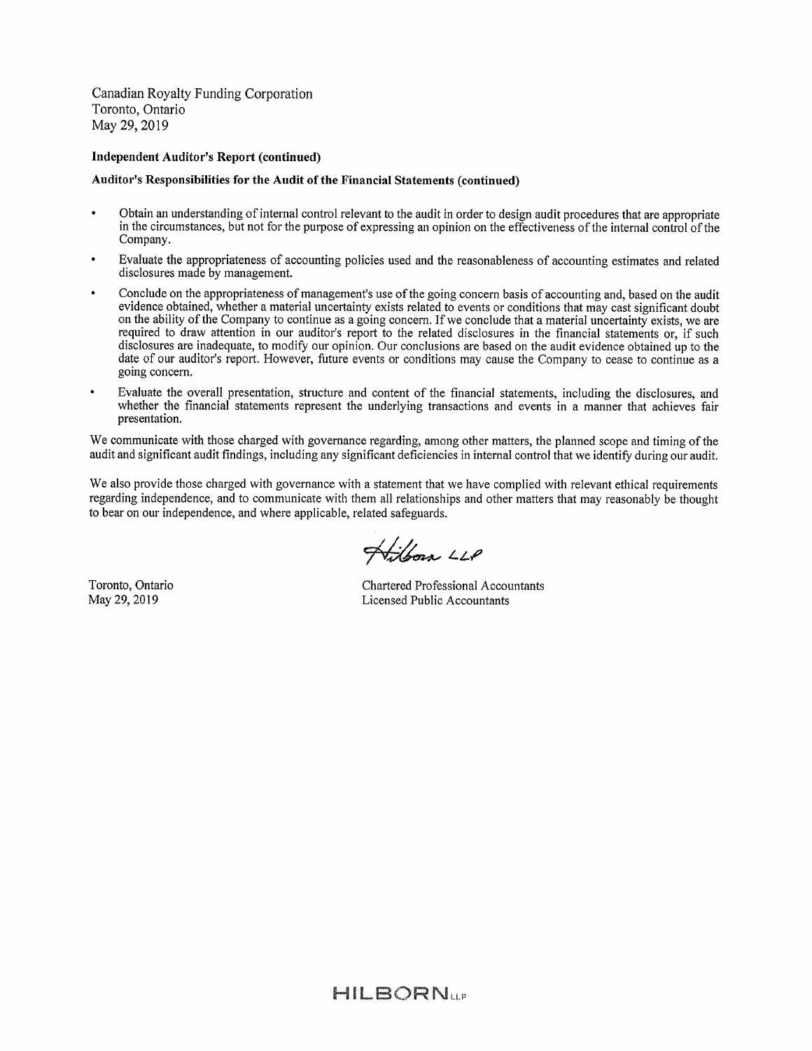Canadian Royalty Funding Corporation
Toronto, Ontario
May 29, 2019

**Independent Auditor's Report (continued)**

**Auditor's Responsibilities for the Audit of the Financial Statements (continued)**

- Obtain an understanding of internal control relevant to the audit in order to design audit procedures that are appropriate in the circumstances, but not for the purpose of expressing an opinion on the effectiveness of the internal control of the Company.
- Evaluate the appropriateness of accounting policies used and the reasonableness of accounting estimates and related disclosures made by management.
- Conclude on the appropriateness of management's use of the going concern basis of accounting and, based on the audit evidence obtained, whether a material uncertainty exists related to events or conditions that may cast significant doubt on the ability of the Company to continue as a going concern. If we conclude that a material uncertainty exists, we are required to draw attention in our auditor's report to the related disclosures in the financial statements or, if such disclosures are inadequate, to modify our opinion. Our conclusions are based on the audit evidence obtained up to the date of our auditor's report. However, future events or conditions may cause the Company to cease to continue as a going concern.
- Evaluate the overall presentation, structure and content of the financial statements, including the disclosures, and whether the financial statements represent the underlying transactions and events in a manner that achieves fair presentation.

We communicate with those charged with governance regarding, among other matters, the planned scope and timing of the audit and significant audit findings, including any significant deficiencies in internal control that we identify during our audit.

We also provide those charged with governance with a statement that we have complied with relevant ethical requirements regarding independence, and to communicate with them all relationships and other matters that may reasonably be thought to bear on our independence, and where applicable, related safeguards.

Hilborn LLP

Toronto, Ontario
May 29, 2019

Chartered Professional Accountants
Licensed Public Accountants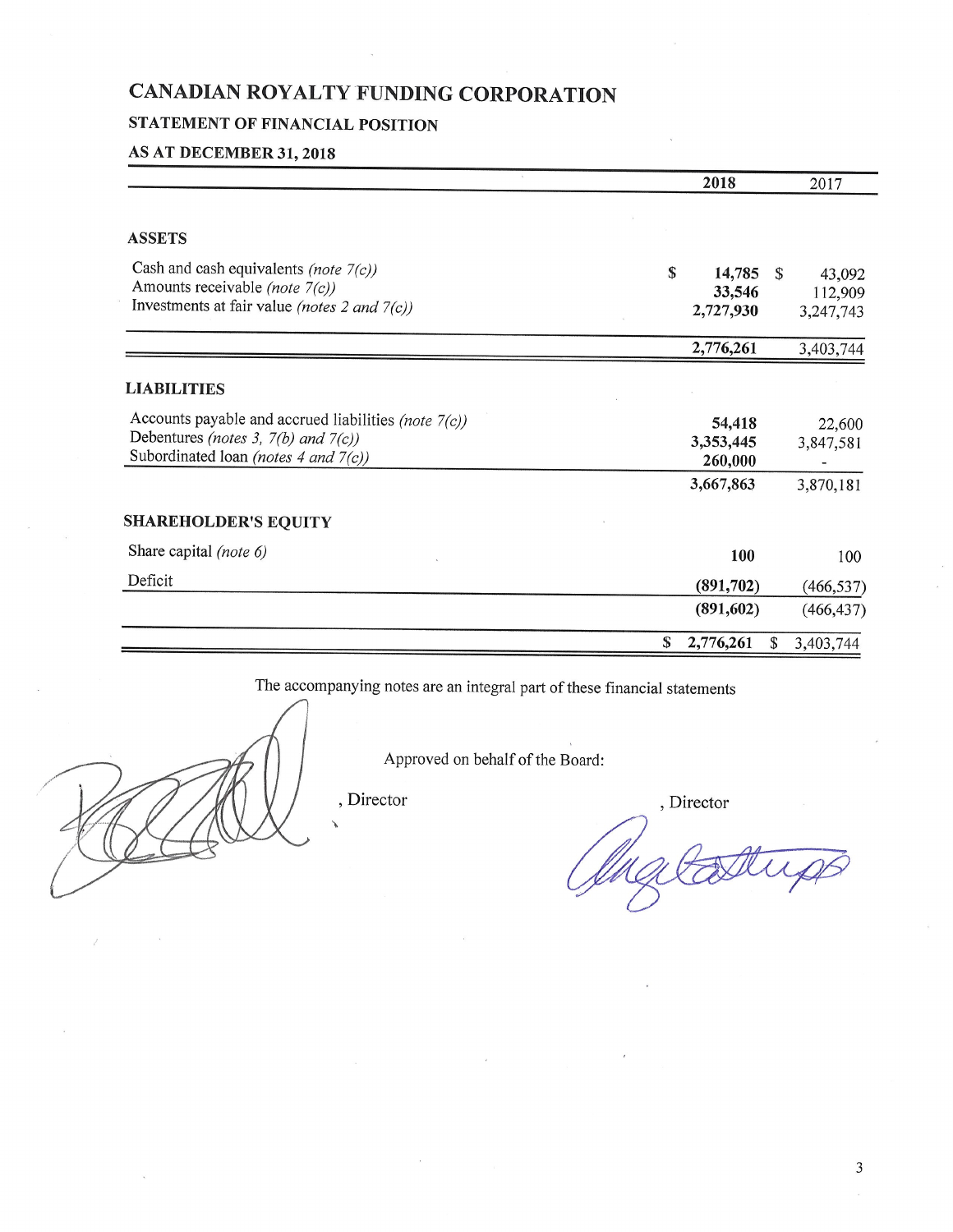# CANADIAN ROYALTY FUNDING CORPORATION

## STATEMENT OF FINANCIAL POSITION

### AS AT DECEMBER 31, 2018

| | 2018 | 2017 |
|---|---|---|
| **ASSETS** | | |
| Cash and cash equivalents *(note 7(c))* | $ **14,785** | $ 43,092 |
| Amounts receivable *(note 7(c))* | **33,546** | 112,909 |
| Investments at fair value *(notes 2 and 7(c))* | **2,727,930** | 3,247,743 |
| | **2,776,261** | 3,403,744 |
| **LIABILITIES** | | |
| Accounts payable and accrued liabilities *(note 7(c))* | **54,418** | 22,600 |
| Debentures *(notes 3, 7(b) and 7(c))* | **3,353,445** | 3,847,581 |
| Subordinated loan *(notes 4 and 7(c))* | **260,000** | - |
| | **3,667,863** | 3,870,181 |
| **SHAREHOLDER'S EQUITY** | | |
| Share capital *(note 6)* | **100** | 100 |
| Deficit | **(891,702)** | (466,537) |
| | **(891,602)** | (466,437) |
| | $ **2,776,261** | $ 3,403,744 |

The accompanying notes are an integral part of these financial statements

Approved on behalf of the Board:

, Director

, Director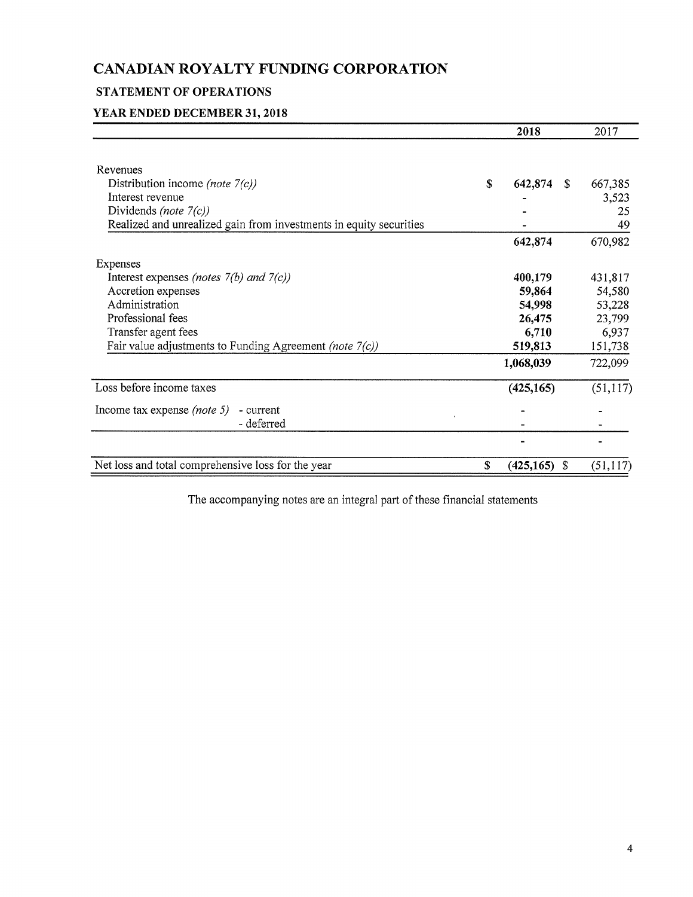# CANADIAN ROYALTY FUNDING CORPORATION

## STATEMENT OF OPERATIONS

### YEAR ENDED DECEMBER 31, 2018

| | 2018 | 2017 |
|---|---|---|
| Revenues | | |
| Distribution income *(note 7(c))* | $ 642,874 | $ 667,385 |
| Interest revenue | - | 3,523 |
| Dividends *(note 7(c))* | - | 25 |
| Realized and unrealized gain from investments in equity securities | - | 49 |
| | 642,874 | 670,982 |
| Expenses | | |
| Interest expenses *(notes 7(b) and 7(c))* | 400,179 | 431,817 |
| Accretion expenses | 59,864 | 54,580 |
| Administration | 54,998 | 53,228 |
| Professional fees | 26,475 | 23,799 |
| Transfer agent fees | 6,710 | 6,937 |
| Fair value adjustments to Funding Agreement *(note 7(c))* | 519,813 | 151,738 |
| | 1,068,039 | 722,099 |
| Loss before income taxes | (425,165) | (51,117) |
| Income tax expense *(note 5)* - current | - | - |
| - deferred | - | - |
| | - | - |
| Net loss and total comprehensive loss for the year | $ (425,165) | $ (51,117) |

The accompanying notes are an integral part of these financial statements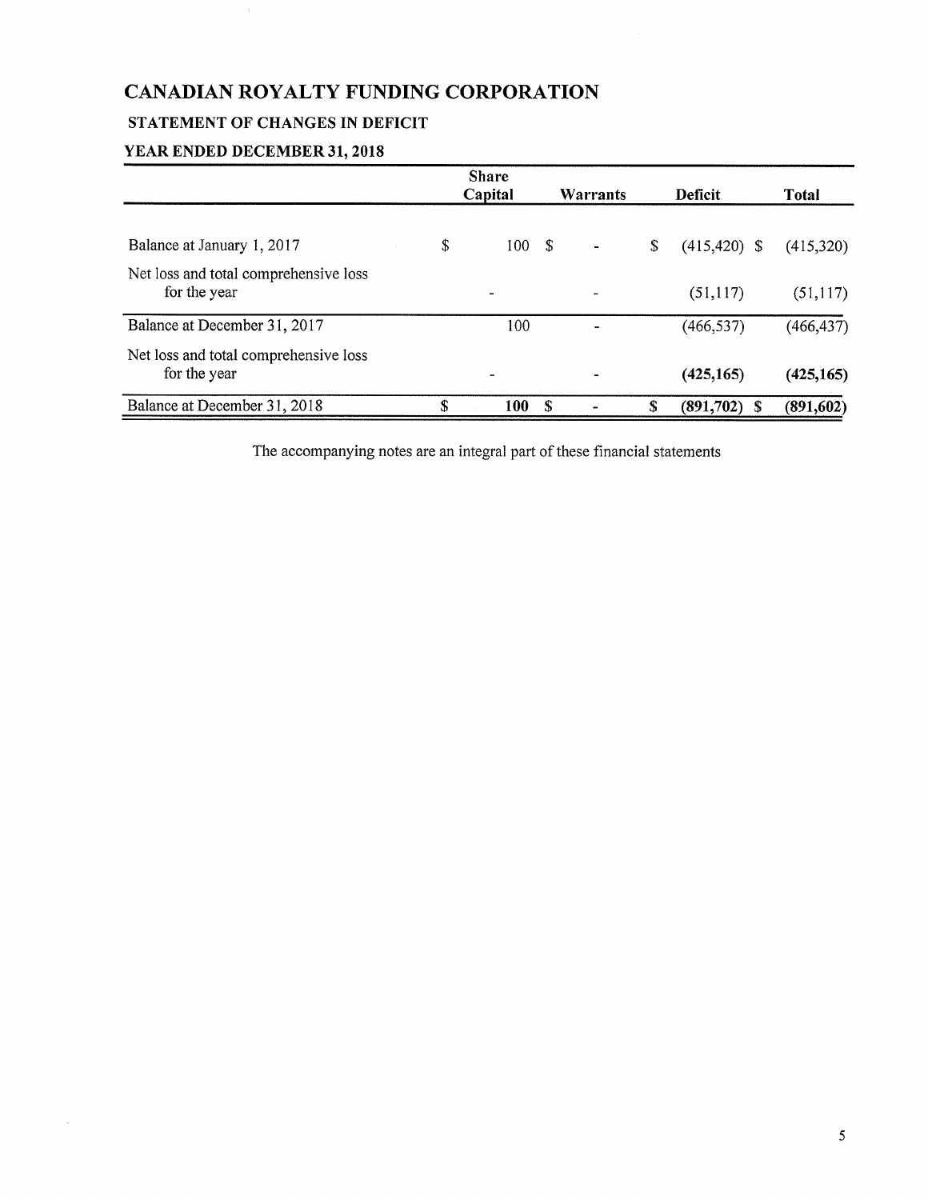# CANADIAN ROYALTY FUNDING CORPORATION

## STATEMENT OF CHANGES IN DEFICIT

## YEAR ENDED DECEMBER 31, 2018

| | Share Capital | Warrants | Deficit | Total |
|---|---|---|---|---|
| Balance at January 1, 2017 | $ 100 | $ - | $ (415,420) | $ (415,320) |
| Net loss and total comprehensive loss for the year | - | - | (51,117) | (51,117) |
| Balance at December 31, 2017 | 100 | - | (466,537) | (466,437) |
| Net loss and total comprehensive loss for the year | - | - | **(425,165)** | **(425,165)** |
| Balance at December 31, 2018 | **$ 100** | **$ -** | **$ (891,702)** | **$ (891,602)** |

The accompanying notes are an integral part of these financial statements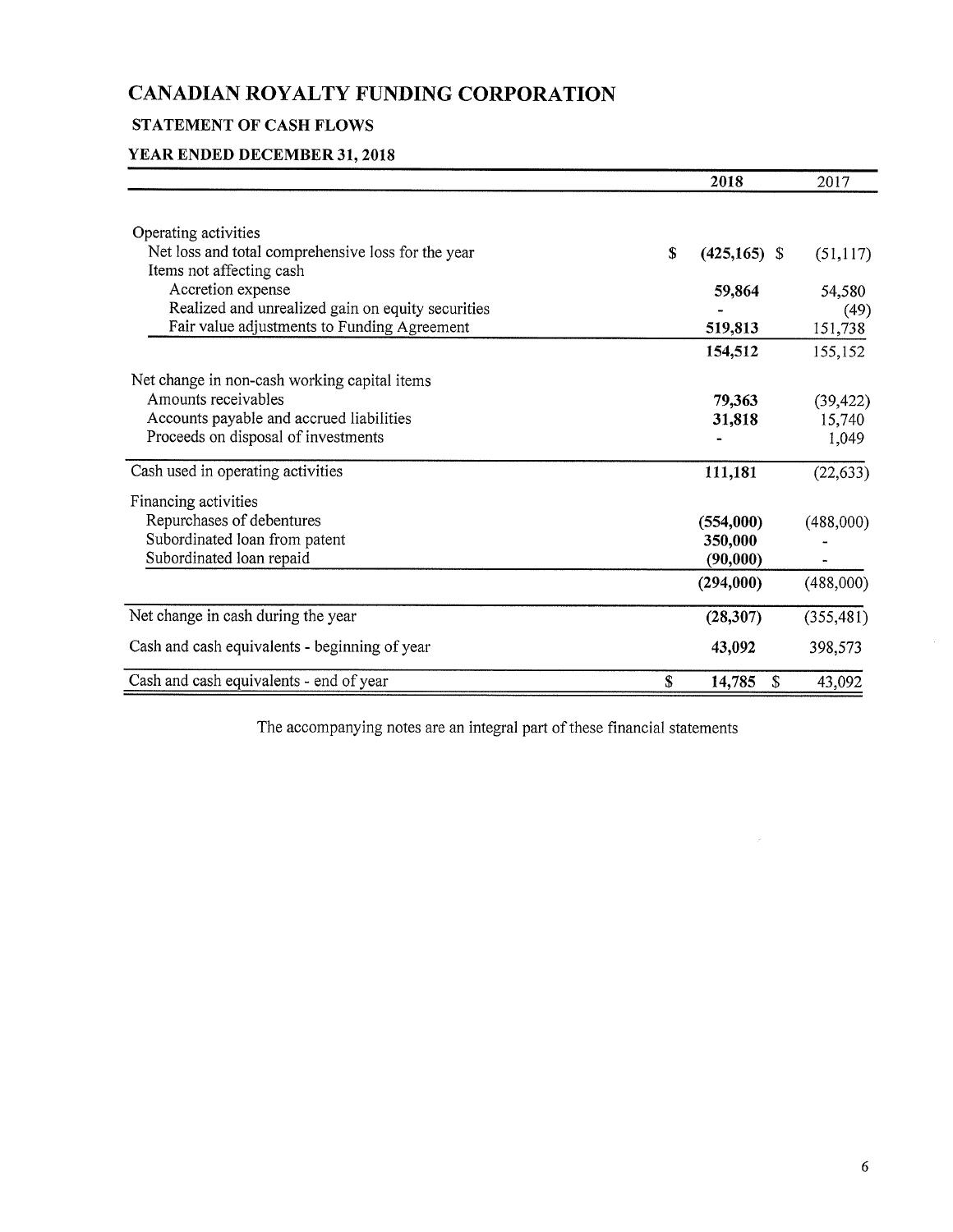# CANADIAN ROYALTY FUNDING CORPORATION

## STATEMENT OF CASH FLOWS

### YEAR ENDED DECEMBER 31, 2018

| | 2018 | 2017 |
|---|---|---|
| Operating activities | | |
| Net loss and total comprehensive loss for the year | $ (425,165) | $ (51,117) |
| Items not affecting cash | | |
| Accretion expense | 59,864 | 54,580 |
| Realized and unrealized gain on equity securities | - | (49) |
| Fair value adjustments to Funding Agreement | 519,813 | 151,738 |
| | 154,512 | 155,152 |
| Net change in non-cash working capital items | | |
| Amounts receivables | 79,363 | (39,422) |
| Accounts payable and accrued liabilities | 31,818 | 15,740 |
| Proceeds on disposal of investments | - | 1,049 |
| Cash used in operating activities | 111,181 | (22,633) |
| Financing activities | | |
| Repurchases of debentures | (554,000) | (488,000) |
| Subordinated loan from patent | 350,000 | - |
| Subordinated loan repaid | (90,000) | - |
| | (294,000) | (488,000) |
| Net change in cash during the year | (28,307) | (355,481) |
| Cash and cash equivalents - beginning of year | 43,092 | 398,573 |
| Cash and cash equivalents - end of year | $ 14,785 | $ 43,092 |

The accompanying notes are an integral part of these financial statements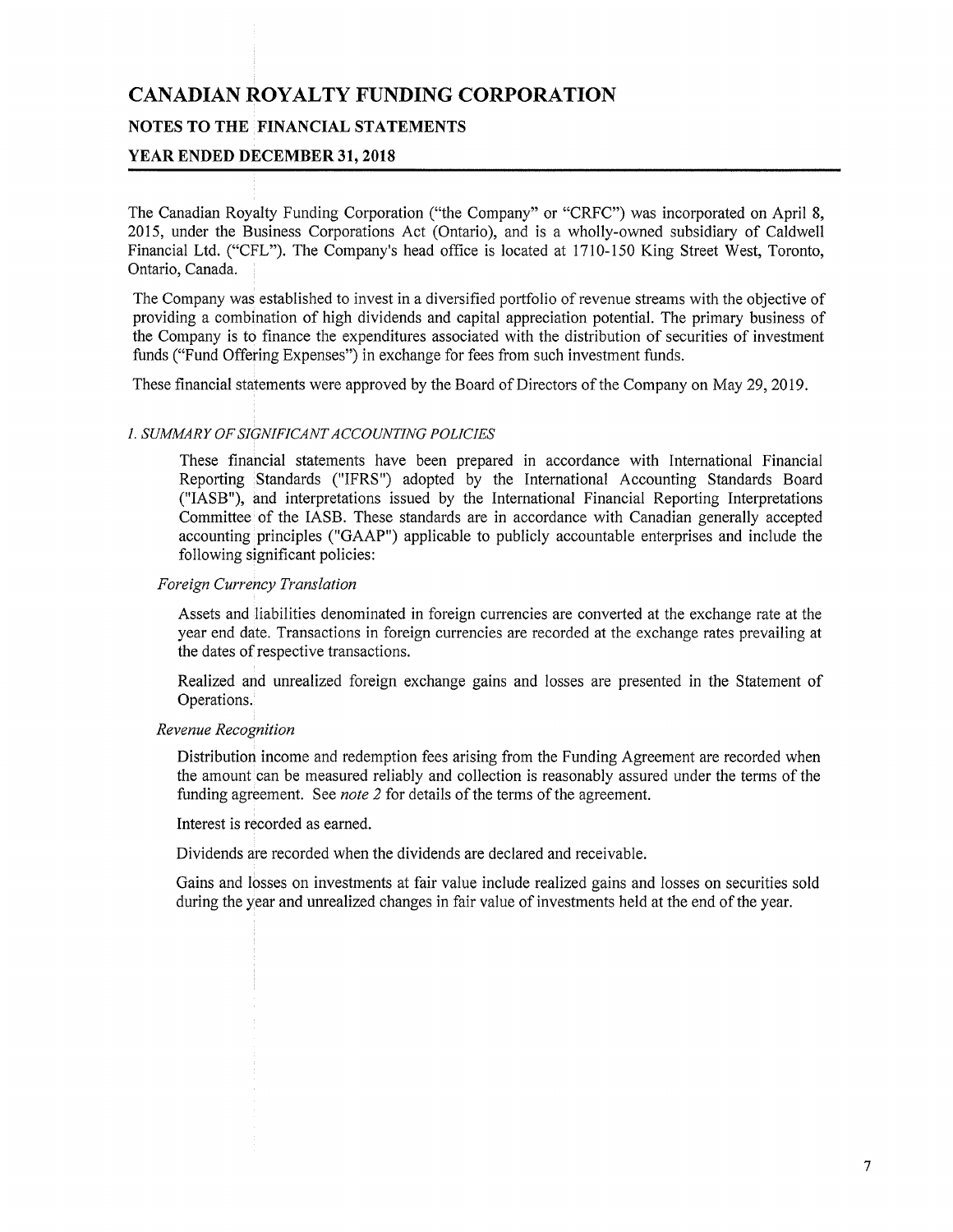# CANADIAN ROYALTY FUNDING CORPORATION

## NOTES TO THE FINANCIAL STATEMENTS

## YEAR ENDED DECEMBER 31, 2018

The Canadian Royalty Funding Corporation ("the Company" or "CRFC") was incorporated on April 8, 2015, under the Business Corporations Act (Ontario), and is a wholly-owned subsidiary of Caldwell Financial Ltd. ("CFL"). The Company's head office is located at 1710-150 King Street West, Toronto, Ontario, Canada.

The Company was established to invest in a diversified portfolio of revenue streams with the objective of providing a combination of high dividends and capital appreciation potential. The primary business of the Company is to finance the expenditures associated with the distribution of securities of investment funds ("Fund Offering Expenses") in exchange for fees from such investment funds.

These financial statements were approved by the Board of Directors of the Company on May 29, 2019.

### *1. SUMMARY OF SIGNIFICANT ACCOUNTING POLICIES*

These financial statements have been prepared in accordance with International Financial Reporting Standards ("IFRS") adopted by the International Accounting Standards Board ("IASB"), and interpretations issued by the International Financial Reporting Interpretations Committee of the IASB. These standards are in accordance with Canadian generally accepted accounting principles ("GAAP") applicable to publicly accountable enterprises and include the following significant policies:

*Foreign Currency Translation*

Assets and liabilities denominated in foreign currencies are converted at the exchange rate at the year end date. Transactions in foreign currencies are recorded at the exchange rates prevailing at the dates of respective transactions.

Realized and unrealized foreign exchange gains and losses are presented in the Statement of Operations.

*Revenue Recognition*

Distribution income and redemption fees arising from the Funding Agreement are recorded when the amount can be measured reliably and collection is reasonably assured under the terms of the funding agreement. See *note 2* for details of the terms of the agreement.

Interest is recorded as earned.

Dividends are recorded when the dividends are declared and receivable.

Gains and losses on investments at fair value include realized gains and losses on securities sold during the year and unrealized changes in fair value of investments held at the end of the year.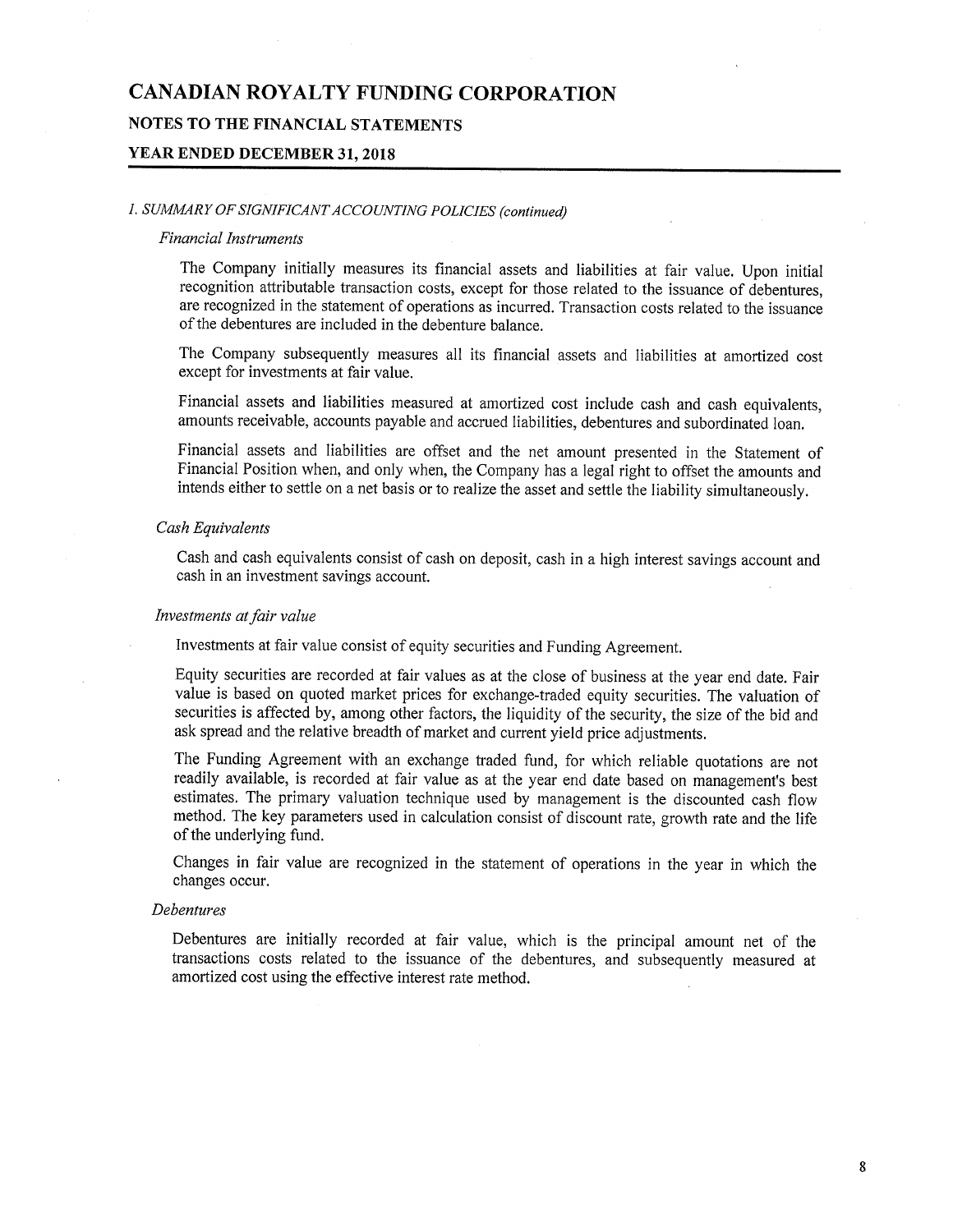# CANADIAN ROYALTY FUNDING CORPORATION

## NOTES TO THE FINANCIAL STATEMENTS

## YEAR ENDED DECEMBER 31, 2018

*1. SUMMARY OF SIGNIFICANT ACCOUNTING POLICIES (continued)*

*Financial Instruments*

The Company initially measures its financial assets and liabilities at fair value. Upon initial recognition attributable transaction costs, except for those related to the issuance of debentures, are recognized in the statement of operations as incurred. Transaction costs related to the issuance of the debentures are included in the debenture balance.

The Company subsequently measures all its financial assets and liabilities at amortized cost except for investments at fair value.

Financial assets and liabilities measured at amortized cost include cash and cash equivalents, amounts receivable, accounts payable and accrued liabilities, debentures and subordinated loan.

Financial assets and liabilities are offset and the net amount presented in the Statement of Financial Position when, and only when, the Company has a legal right to offset the amounts and intends either to settle on a net basis or to realize the asset and settle the liability simultaneously.

*Cash Equivalents*

Cash and cash equivalents consist of cash on deposit, cash in a high interest savings account and cash in an investment savings account.

*Investments at fair value*

Investments at fair value consist of equity securities and Funding Agreement.

Equity securities are recorded at fair values as at the close of business at the year end date. Fair value is based on quoted market prices for exchange-traded equity securities. The valuation of securities is affected by, among other factors, the liquidity of the security, the size of the bid and ask spread and the relative breadth of market and current yield price adjustments.

The Funding Agreement with an exchange traded fund, for which reliable quotations are not readily available, is recorded at fair value as at the year end date based on management's best estimates. The primary valuation technique used by management is the discounted cash flow method. The key parameters used in calculation consist of discount rate, growth rate and the life of the underlying fund.

Changes in fair value are recognized in the statement of operations in the year in which the changes occur.

*Debentures*

Debentures are initially recorded at fair value, which is the principal amount net of the transactions costs related to the issuance of the debentures, and subsequently measured at amortized cost using the effective interest rate method.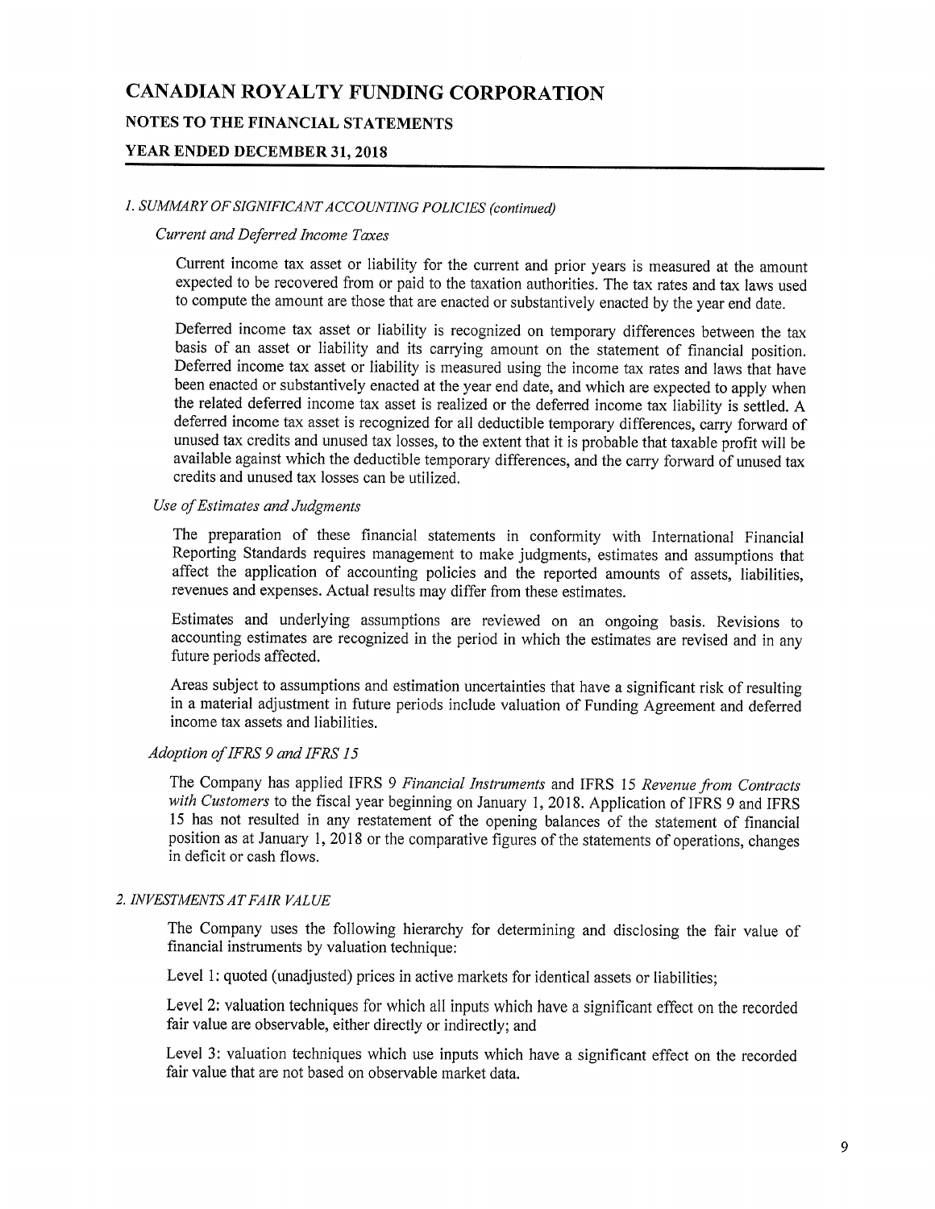# CANADIAN ROYALTY FUNDING CORPORATION

## NOTES TO THE FINANCIAL STATEMENTS

## YEAR ENDED DECEMBER 31, 2018

### *1. SUMMARY OF SIGNIFICANT ACCOUNTING POLICIES (continued)*

#### *Current and Deferred Income Taxes*

Current income tax asset or liability for the current and prior years is measured at the amount expected to be recovered from or paid to the taxation authorities. The tax rates and tax laws used to compute the amount are those that are enacted or substantively enacted by the year end date.

Deferred income tax asset or liability is recognized on temporary differences between the tax basis of an asset or liability and its carrying amount on the statement of financial position. Deferred income tax asset or liability is measured using the income tax rates and laws that have been enacted or substantively enacted at the year end date, and which are expected to apply when the related deferred income tax asset is realized or the deferred income tax liability is settled. A deferred income tax asset is recognized for all deductible temporary differences, carry forward of unused tax credits and unused tax losses, to the extent that it is probable that taxable profit will be available against which the deductible temporary differences, and the carry forward of unused tax credits and unused tax losses can be utilized.

#### *Use of Estimates and Judgments*

The preparation of these financial statements in conformity with International Financial Reporting Standards requires management to make judgments, estimates and assumptions that affect the application of accounting policies and the reported amounts of assets, liabilities, revenues and expenses. Actual results may differ from these estimates.

Estimates and underlying assumptions are reviewed on an ongoing basis. Revisions to accounting estimates are recognized in the period in which the estimates are revised and in any future periods affected.

Areas subject to assumptions and estimation uncertainties that have a significant risk of resulting in a material adjustment in future periods include valuation of Funding Agreement and deferred income tax assets and liabilities.

#### *Adoption of IFRS 9 and IFRS 15*

The Company has applied IFRS 9 *Financial Instruments* and IFRS 15 *Revenue from Contracts with Customers* to the fiscal year beginning on January 1, 2018. Application of IFRS 9 and IFRS 15 has not resulted in any restatement of the opening balances of the statement of financial position as at January 1, 2018 or the comparative figures of the statements of operations, changes in deficit or cash flows.

### *2. INVESTMENTS AT FAIR VALUE*

The Company uses the following hierarchy for determining and disclosing the fair value of financial instruments by valuation technique:

Level 1: quoted (unadjusted) prices in active markets for identical assets or liabilities;

Level 2: valuation techniques for which all inputs which have a significant effect on the recorded fair value are observable, either directly or indirectly; and

Level 3: valuation techniques which use inputs which have a significant effect on the recorded fair value that are not based on observable market data.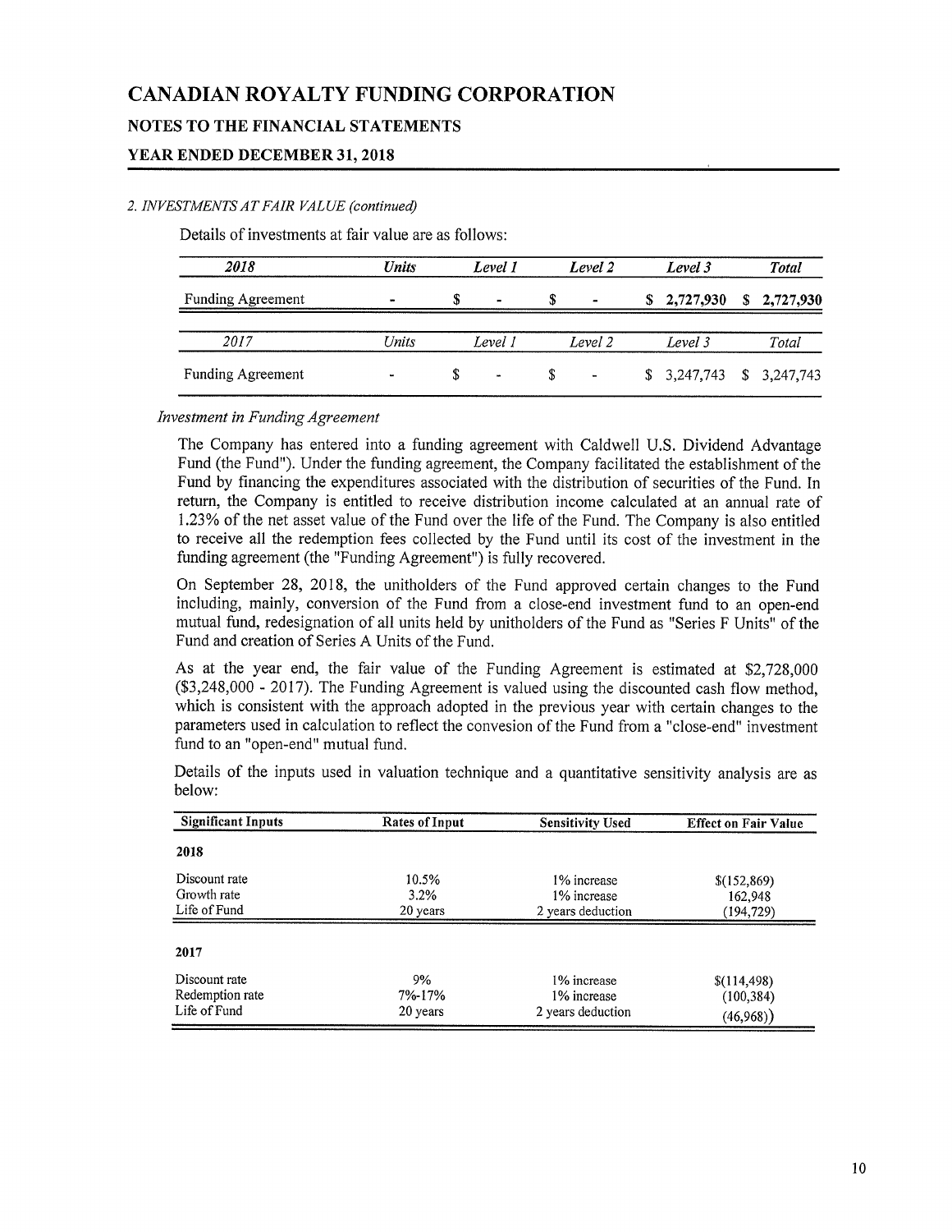# CANADIAN ROYALTY FUNDING CORPORATION

## NOTES TO THE FINANCIAL STATEMENTS

### YEAR ENDED DECEMBER 31, 2018

*2. INVESTMENTS AT FAIR VALUE (continued)*

Details of investments at fair value are as follows:

| *2018* | *Units* | *Level 1* | *Level 2* | *Level 3* | *Total* |
|---|---|---|---|---|---|
| Funding Agreement | - | $ - | $ - | **$ 2,727,930** | **$ 2,727,930** |

| *2017* | *Units* | *Level 1* | *Level 2* | *Level 3* | *Total* |
|---|---|---|---|---|---|
| Funding Agreement | - | $ - | $ - | $ 3,247,743 | $ 3,247,743 |

*Investment in Funding Agreement*

The Company has entered into a funding agreement with Caldwell U.S. Dividend Advantage Fund (the Fund"). Under the funding agreement, the Company facilitated the establishment of the Fund by financing the expenditures associated with the distribution of securities of the Fund. In return, the Company is entitled to receive distribution income calculated at an annual rate of 1.23% of the net asset value of the Fund over the life of the Fund. The Company is also entitled to receive all the redemption fees collected by the Fund until its cost of the investment in the funding agreement (the "Funding Agreement") is fully recovered.

On September 28, 2018, the unitholders of the Fund approved certain changes to the Fund including, mainly, conversion of the Fund from a close-end investment fund to an open-end mutual fund, redesignation of all units held by unitholders of the Fund as "Series F Units" of the Fund and creation of Series A Units of the Fund.

As at the year end, the fair value of the Funding Agreement is estimated at $2,728,000 ($3,248,000 - 2017). The Funding Agreement is valued using the discounted cash flow method, which is consistent with the approach adopted in the previous year with certain changes to the parameters used in calculation to reflect the convesion of the Fund from a "close-end" investment fund to an "open-end" mutual fund.

Details of the inputs used in valuation technique and a quantitative sensitivity analysis are as below:

| Significant Inputs | Rates of Input | Sensitivity Used | Effect on Fair Value |
|---|---|---|---|
| **2018** | | | |
| Discount rate | 10.5% | 1% increase | $(152,869) |
| Growth rate | 3.2% | 1% increase | 162,948 |
| Life of Fund | 20 years | 2 years deduction | (194,729) |
| **2017** | | | |
| Discount rate | 9% | 1% increase | $(114,498) |
| Redemption rate | 7%-17% | 1% increase | (100,384) |
| Life of Fund | 20 years | 2 years deduction | (46,968)) |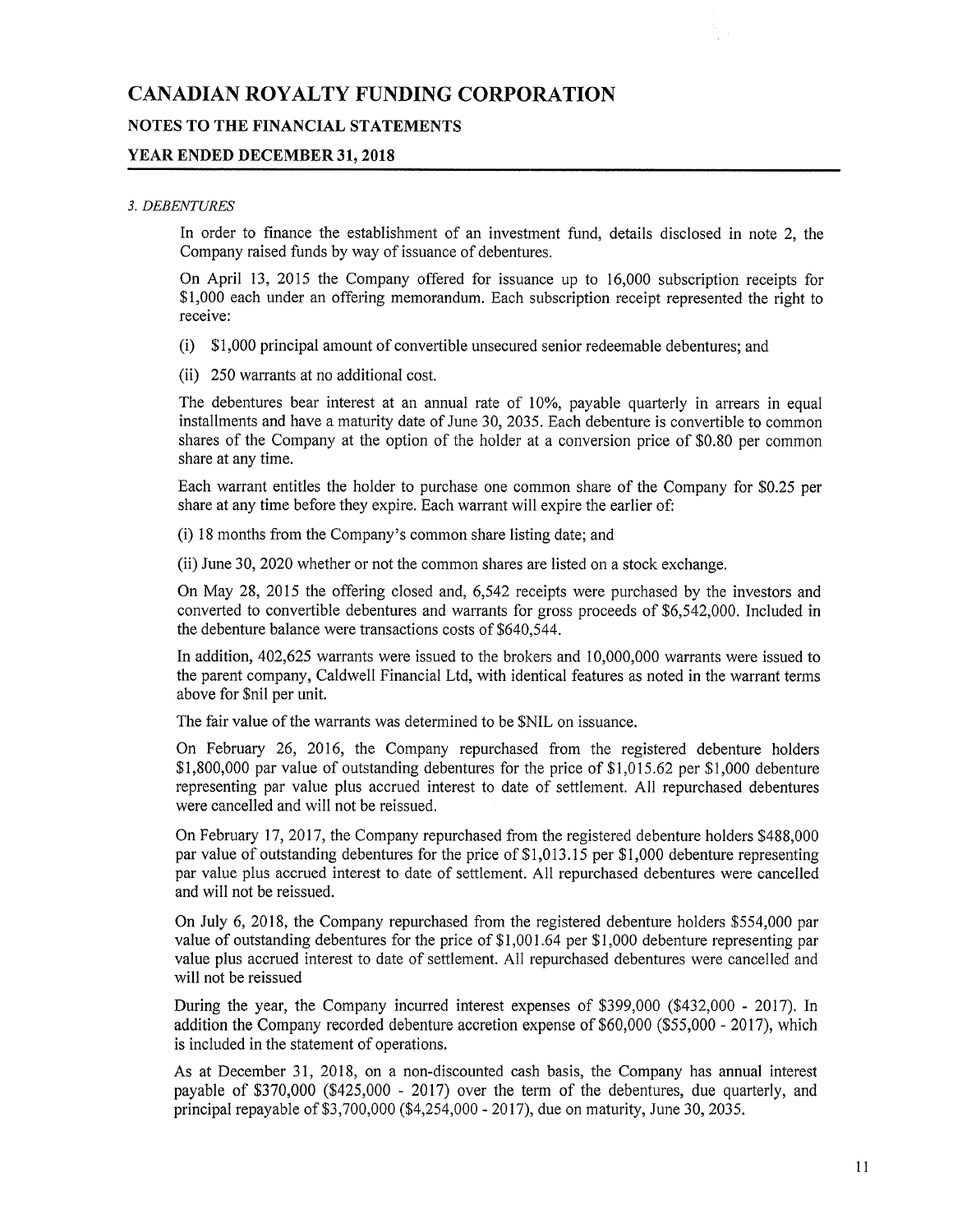# CANADIAN ROYALTY FUNDING CORPORATION

## NOTES TO THE FINANCIAL STATEMENTS

## YEAR ENDED DECEMBER 31, 2018

### *3. DEBENTURES*

In order to finance the establishment of an investment fund, details disclosed in note 2, the Company raised funds by way of issuance of debentures.

On April 13, 2015 the Company offered for issuance up to 16,000 subscription receipts for $1,000 each under an offering memorandum. Each subscription receipt represented the right to receive:

(i) $1,000 principal amount of convertible unsecured senior redeemable debentures; and

(ii) 250 warrants at no additional cost.

The debentures bear interest at an annual rate of 10%, payable quarterly in arrears in equal installments and have a maturity date of June 30, 2035. Each debenture is convertible to common shares of the Company at the option of the holder at a conversion price of $0.80 per common share at any time.

Each warrant entitles the holder to purchase one common share of the Company for $0.25 per share at any time before they expire. Each warrant will expire the earlier of:

(i) 18 months from the Company's common share listing date; and

(ii) June 30, 2020 whether or not the common shares are listed on a stock exchange.

On May 28, 2015 the offering closed and, 6,542 receipts were purchased by the investors and converted to convertible debentures and warrants for gross proceeds of $6,542,000. Included in the debenture balance were transactions costs of $640,544.

In addition, 402,625 warrants were issued to the brokers and 10,000,000 warrants were issued to the parent company, Caldwell Financial Ltd, with identical features as noted in the warrant terms above for $nil per unit.

The fair value of the warrants was determined to be $NIL on issuance.

On February 26, 2016, the Company repurchased from the registered debenture holders $1,800,000 par value of outstanding debentures for the price of $1,015.62 per $1,000 debenture representing par value plus accrued interest to date of settlement. All repurchased debentures were cancelled and will not be reissued.

On February 17, 2017, the Company repurchased from the registered debenture holders $488,000 par value of outstanding debentures for the price of $1,013.15 per $1,000 debenture representing par value plus accrued interest to date of settlement. All repurchased debentures were cancelled and will not be reissued.

On July 6, 2018, the Company repurchased from the registered debenture holders $554,000 par value of outstanding debentures for the price of $1,001.64 per $1,000 debenture representing par value plus accrued interest to date of settlement. All repurchased debentures were cancelled and will not be reissued

During the year, the Company incurred interest expenses of $399,000 ($432,000 - 2017). In addition the Company recorded debenture accretion expense of $60,000 ($55,000 - 2017), which is included in the statement of operations.

As at December 31, 2018, on a non-discounted cash basis, the Company has annual interest payable of $370,000 ($425,000 - 2017) over the term of the debentures, due quarterly, and principal repayable of $3,700,000 ($4,254,000 - 2017), due on maturity, June 30, 2035.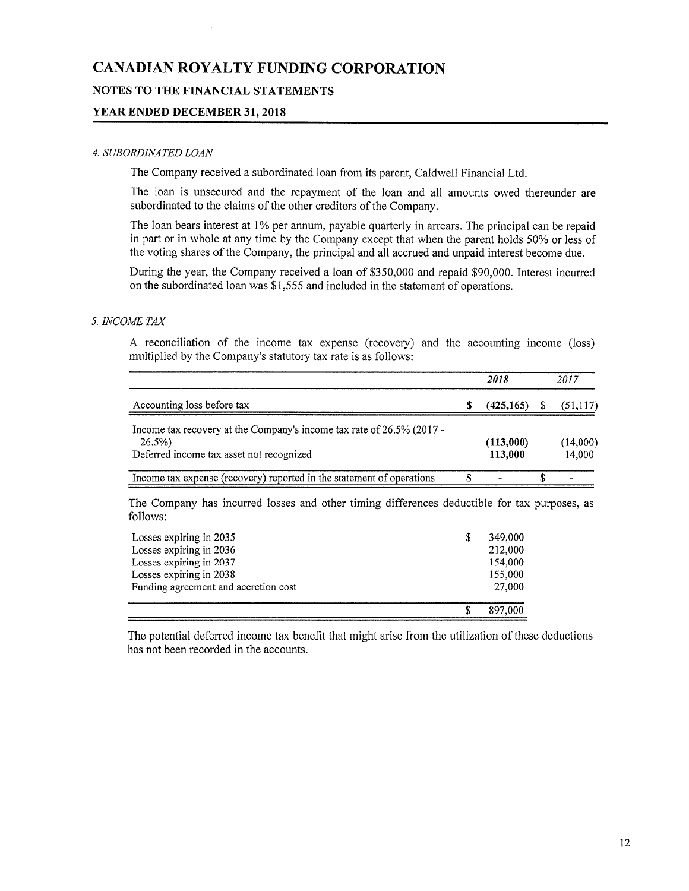# CANADIAN ROYALTY FUNDING CORPORATION

## NOTES TO THE FINANCIAL STATEMENTS

## YEAR ENDED DECEMBER 31, 2018

### *4. SUBORDINATED LOAN*

The Company received a subordinated loan from its parent, Caldwell Financial Ltd.

The loan is unsecured and the repayment of the loan and all amounts owed thereunder are subordinated to the claims of the other creditors of the Company.

The loan bears interest at 1% per annum, payable quarterly in arrears. The principal can be repaid in part or in whole at any time by the Company except that when the parent holds 50% or less of the voting shares of the Company, the principal and all accrued and unpaid interest become due.

During the year, the Company received a loan of $350,000 and repaid $90,000. Interest incurred on the subordinated loan was $1,555 and included in the statement of operations.

### *5. INCOME TAX*

A reconciliation of the income tax expense (recovery) and the accounting income (loss) multiplied by the Company's statutory tax rate is as follows:

| | | *2018* | | *2017* |
|---|---|---|---|---|
| Accounting loss before tax | $ | **(425,165)** | $ | (51,117) |
| Income tax recovery at the Company's income tax rate of 26.5% (2017 - 26.5%) | | **(113,000)** | | (14,000) |
| Deferred income tax asset not recognized | | **113,000** | | 14,000 |
| Income tax expense (recovery) reported in the statement of operations | $ | **-** | $ | - |

The Company has incurred losses and other timing differences deductible for tax purposes, as follows:

| | | |
|---|---|---|
| Losses expiring in 2035 | $ | 349,000 |
| Losses expiring in 2036 | | 212,000 |
| Losses expiring in 2037 | | 154,000 |
| Losses expiring in 2038 | | 155,000 |
| Funding agreement and accretion cost | | 27,000 |
| | $ | 897,000 |

The potential deferred income tax benefit that might arise from the utilization of these deductions has not been recorded in the accounts.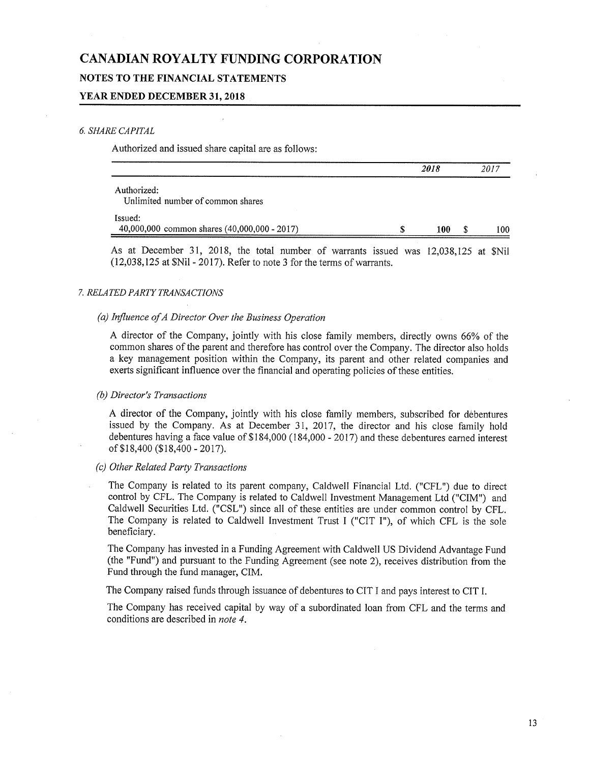# CANADIAN ROYALTY FUNDING CORPORATION

## NOTES TO THE FINANCIAL STATEMENTS

## YEAR ENDED DECEMBER 31, 2018

### *6. SHARE CAPITAL*

Authorized and issued share capital are as follows:

| | 2018 | 2017 |
|---|---|---|
| Authorized: | | |
| Unlimited number of common shares | | |
| Issued: | | |
| 40,000,000 common shares (40,000,000 - 2017) | $ 100 | $ 100 |

As at December 31, 2018, the total number of warrants issued was 12,038,125 at $Nil (12,038,125 at $Nil - 2017). Refer to note 3 for the terms of warrants.

### *7. RELATED PARTY TRANSACTIONS*

#### *(a) Influence of A Director Over the Business Operation*

A director of the Company, jointly with his close family members, directly owns 66% of the common shares of the parent and therefore has control over the Company. The director also holds a key management position within the Company, its parent and other related companies and exerts significant influence over the financial and operating policies of these entities.

#### *(b) Director's Transactions*

A director of the Company, jointly with his close family members, subscribed for debentures issued by the Company. As at December 31, 2017, the director and his close family hold debentures having a face value of $184,000 (184,000 - 2017) and these debentures earned interest of $18,400 ($18,400 - 2017).

#### *(c) Other Related Party Transactions*

The Company is related to its parent company, Caldwell Financial Ltd. ("CFL") due to direct control by CFL. The Company is related to Caldwell Investment Management Ltd ("CIM") and Caldwell Securities Ltd. ("CSL") since all of these entities are under common control by CFL. The Company is related to Caldwell Investment Trust I ("CIT I"), of which CFL is the sole beneficiary.

The Company has invested in a Funding Agreement with Caldwell US Dividend Advantage Fund (the "Fund") and pursuant to the Funding Agreement (see note 2), receives distribution from the Fund through the fund manager, CIM.

The Company raised funds through issuance of debentures to CIT I and pays interest to CIT I.

The Company has received capital by way of a subordinated loan from CFL and the terms and conditions are described in *note 4*.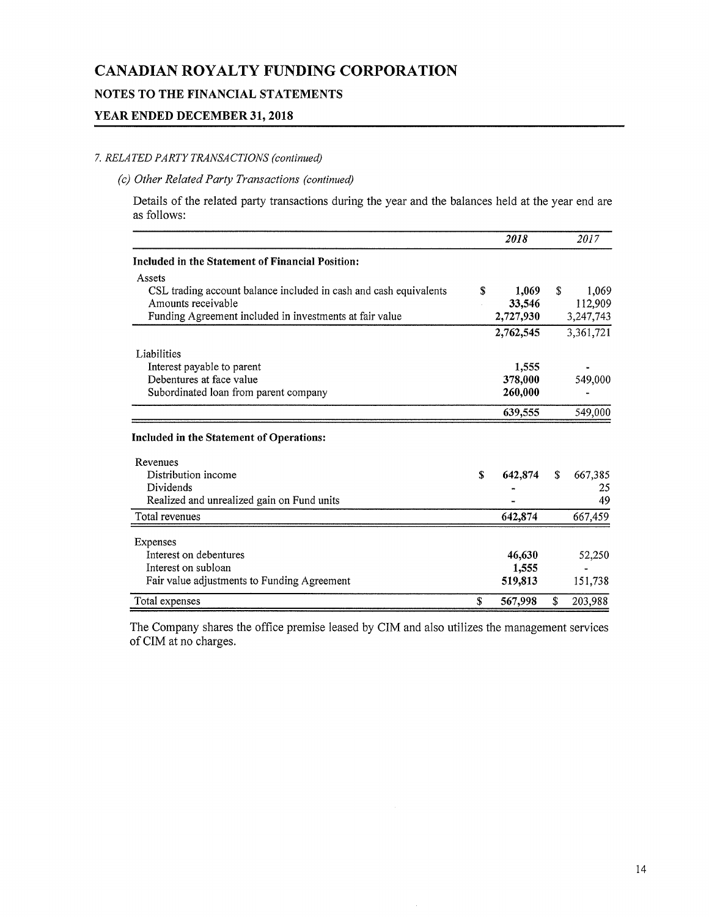# CANADIAN ROYALTY FUNDING CORPORATION

## NOTES TO THE FINANCIAL STATEMENTS

## YEAR ENDED DECEMBER 31, 2018

*7. RELATED PARTY TRANSACTIONS (continued)*

*(c) Other Related Party Transactions (continued)*

Details of the related party transactions during the year and the balances held at the year end are as follows:

| | *2018* | *2017* |
|---|---|---|
| **Included in the Statement of Financial Position:** | | |
| Assets | | |
| CSL trading account balance included in cash and cash equivalents | $ **1,069** | $ 1,069 |
| Amounts receivable | **33,546** | 112,909 |
| Funding Agreement included in investments at fair value | **2,727,930** | 3,247,743 |
| | **2,762,545** | 3,361,721 |
| Liabilities | | |
| Interest payable to parent | **1,555** | - |
| Debentures at face value | **378,000** | 549,000 |
| Subordinated loan from parent company | **260,000** | - |
| | **639,555** | 549,000 |
| **Included in the Statement of Operations:** | | |
| Revenues | | |
| Distribution income | $ **642,874** | $ 667,385 |
| Dividends | **-** | 25 |
| Realized and unrealized gain on Fund units | **-** | 49 |
| Total revenues | **642,874** | 667,459 |
| Expenses | | |
| Interest on debentures | **46,630** | 52,250 |
| Interest on subloan | **1,555** | - |
| Fair value adjustments to Funding Agreement | **519,813** | 151,738 |
| Total expenses | $ **567,998** | $ 203,988 |

The Company shares the office premise leased by CIM and also utilizes the management services of CIM at no charges.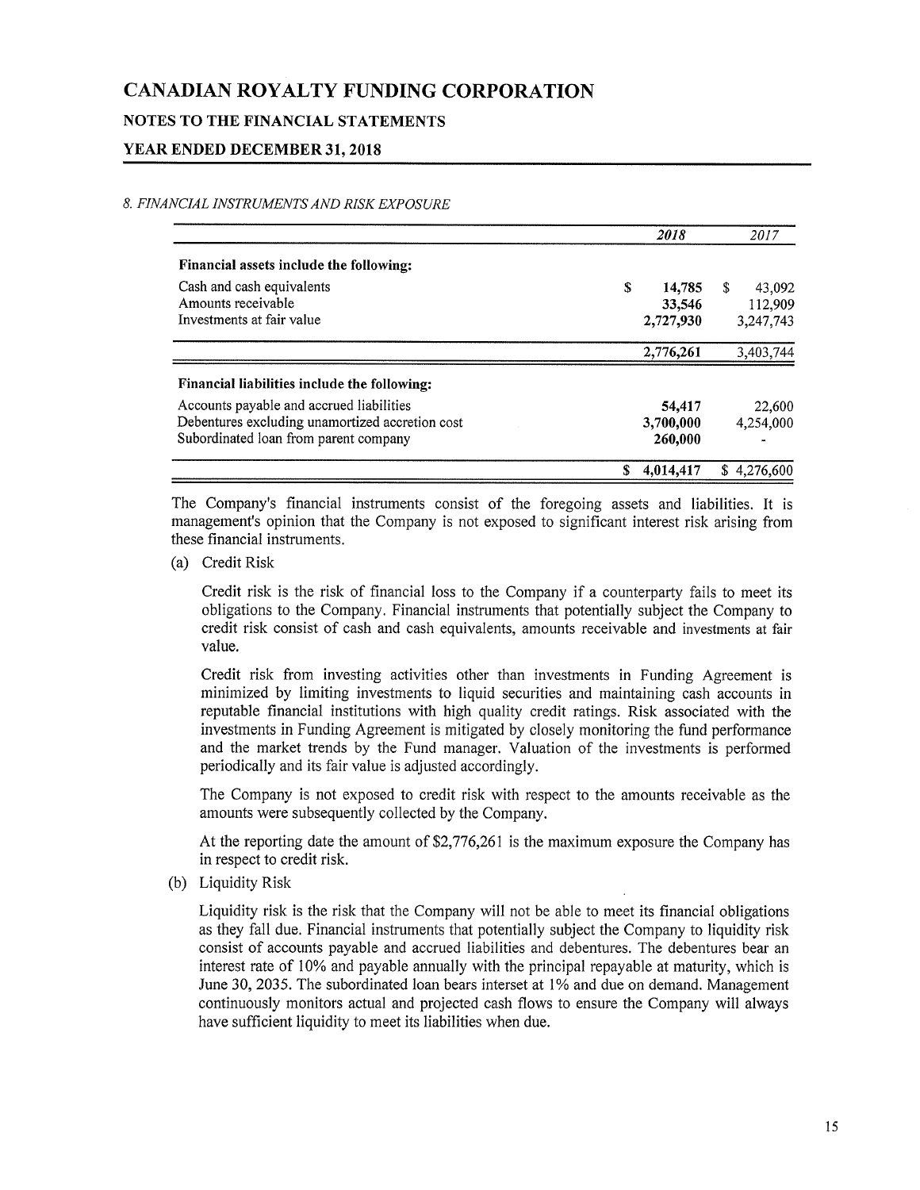# CANADIAN ROYALTY FUNDING CORPORATION

## NOTES TO THE FINANCIAL STATEMENTS

## YEAR ENDED DECEMBER 31, 2018

*8. FINANCIAL INSTRUMENTS AND RISK EXPOSURE*

| | *2018* | *2017* |
|---|---|---|
| **Financial assets include the following:** | | |
| Cash and cash equivalents | $ **14,785** | $ 43,092 |
| Amounts receivable | **33,546** | 112,909 |
| Investments at fair value | **2,727,930** | 3,247,743 |
| | **2,776,261** | 3,403,744 |
| **Financial liabilities include the following:** | | |
| Accounts payable and accrued liabilities | **54,417** | 22,600 |
| Debentures excluding unamortized accretion cost | **3,700,000** | 4,254,000 |
| Subordinated loan from parent company | **260,000** | - |
| | $ **4,014,417** | $ 4,276,600 |

The Company's financial instruments consist of the foregoing assets and liabilities. It is management's opinion that the Company is not exposed to significant interest risk arising from these financial instruments.

(a) Credit Risk

Credit risk is the risk of financial loss to the Company if a counterparty fails to meet its obligations to the Company. Financial instruments that potentially subject the Company to credit risk consist of cash and cash equivalents, amounts receivable and investments at fair value.

Credit risk from investing activities other than investments in Funding Agreement is minimized by limiting investments to liquid securities and maintaining cash accounts in reputable financial institutions with high quality credit ratings. Risk associated with the investments in Funding Agreement is mitigated by closely monitoring the fund performance and the market trends by the Fund manager. Valuation of the investments is performed periodically and its fair value is adjusted accordingly.

The Company is not exposed to credit risk with respect to the amounts receivable as the amounts were subsequently collected by the Company.

At the reporting date the amount of $2,776,261 is the maximum exposure the Company has in respect to credit risk.

(b) Liquidity Risk

Liquidity risk is the risk that the Company will not be able to meet its financial obligations as they fall due. Financial instruments that potentially subject the Company to liquidity risk consist of accounts payable and accrued liabilities and debentures. The debentures bear an interest rate of 10% and payable annually with the principal repayable at maturity, which is June 30, 2035. The subordinated loan bears interset at 1% and due on demand. Management continuously monitors actual and projected cash flows to ensure the Company will always have sufficient liquidity to meet its liabilities when due.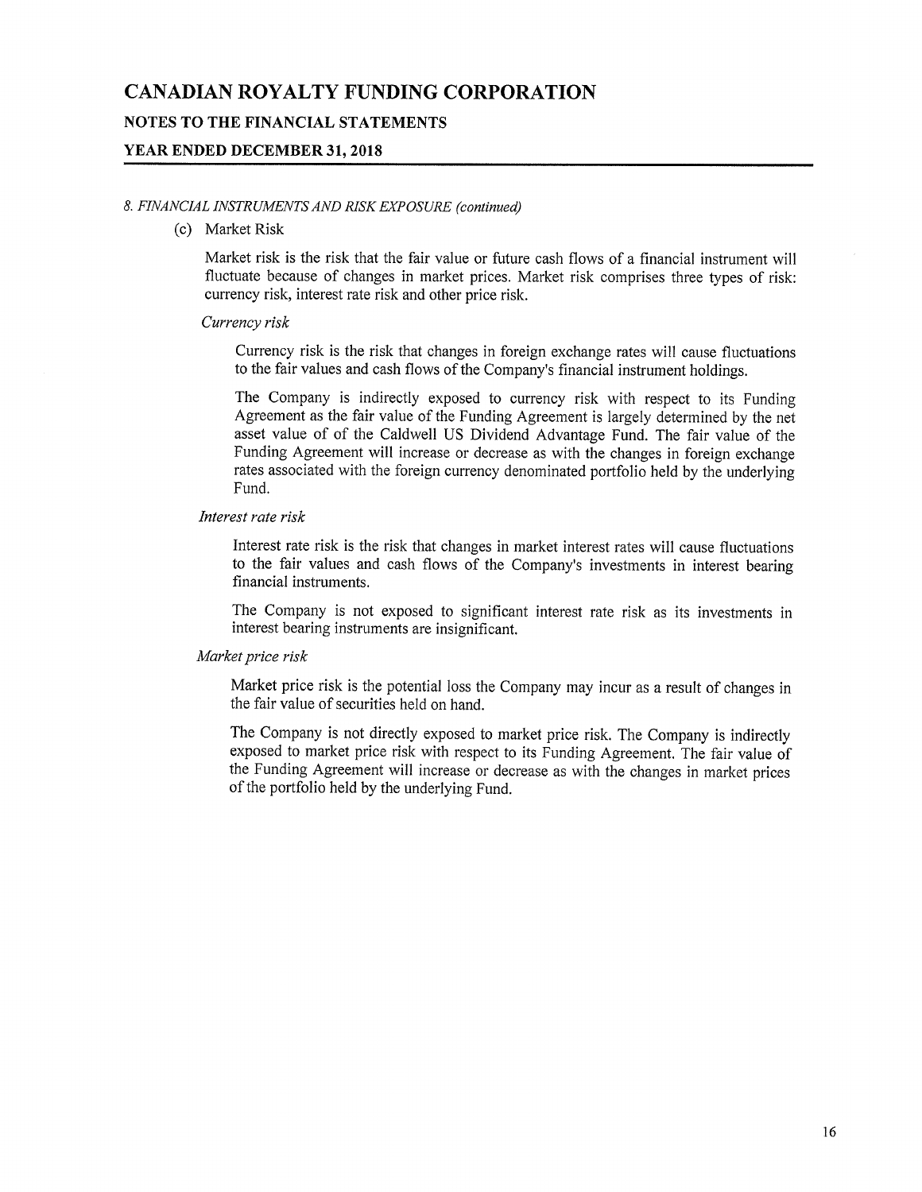# CANADIAN ROYALTY FUNDING CORPORATION

## NOTES TO THE FINANCIAL STATEMENTS

## YEAR ENDED DECEMBER 31, 2018

*8. FINANCIAL INSTRUMENTS AND RISK EXPOSURE (continued)*

(c) Market Risk

Market risk is the risk that the fair value or future cash flows of a financial instrument will fluctuate because of changes in market prices. Market risk comprises three types of risk: currency risk, interest rate risk and other price risk.

*Currency risk*

Currency risk is the risk that changes in foreign exchange rates will cause fluctuations to the fair values and cash flows of the Company's financial instrument holdings.

The Company is indirectly exposed to currency risk with respect to its Funding Agreement as the fair value of the Funding Agreement is largely determined by the net asset value of of the Caldwell US Dividend Advantage Fund. The fair value of the Funding Agreement will increase or decrease as with the changes in foreign exchange rates associated with the foreign currency denominated portfolio held by the underlying Fund.

*Interest rate risk*

Interest rate risk is the risk that changes in market interest rates will cause fluctuations to the fair values and cash flows of the Company's investments in interest bearing financial instruments.

The Company is not exposed to significant interest rate risk as its investments in interest bearing instruments are insignificant.

*Market price risk*

Market price risk is the potential loss the Company may incur as a result of changes in the fair value of securities held on hand.

The Company is not directly exposed to market price risk. The Company is indirectly exposed to market price risk with respect to its Funding Agreement. The fair value of the Funding Agreement will increase or decrease as with the changes in market prices of the portfolio held by the underlying Fund.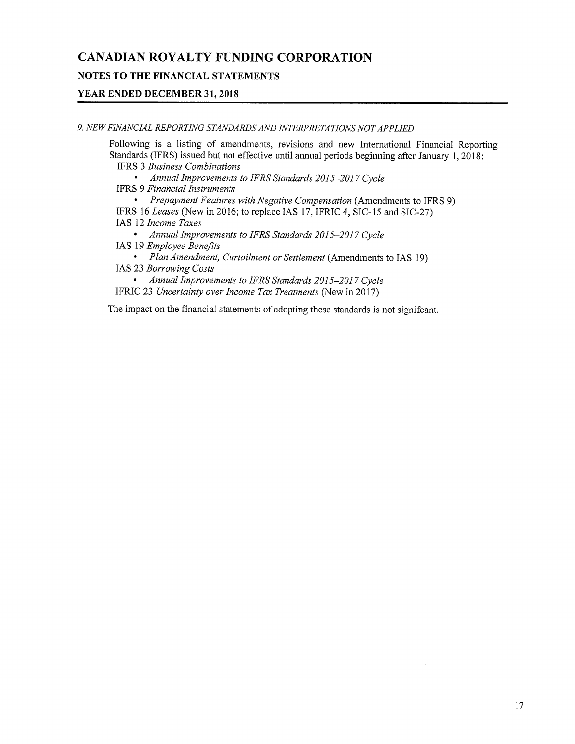# CANADIAN ROYALTY FUNDING CORPORATION

## NOTES TO THE FINANCIAL STATEMENTS

## YEAR ENDED DECEMBER 31, 2018

*9. NEW FINANCIAL REPORTING STANDARDS AND INTERPRETATIONS NOT APPLIED*

Following is a listing of amendments, revisions and new International Financial Reporting Standards (IFRS) issued but not effective until annual periods beginning after January 1, 2018:

IFRS 3 *Business Combinations*

- *Annual Improvements to IFRS Standards 2015–2017 Cycle*

IFRS 9 *Financial Instruments*

- *Prepayment Features with Negative Compensation* (Amendments to IFRS 9)

IFRS 16 *Leases* (New in 2016; to replace IAS 17, IFRIC 4, SIC-15 and SIC-27)

IAS 12 *Income Taxes*

- *Annual Improvements to IFRS Standards 2015–2017 Cycle*

IAS 19 *Employee Benefits*

- *Plan Amendment, Curtailment or Settlement* (Amendments to IAS 19)

IAS 23 *Borrowing Costs*

- *Annual Improvements to IFRS Standards 2015–2017 Cycle*

IFRIC 23 *Uncertainty over Income Tax Treatments* (New in 2017)

The impact on the financial statements of adopting these standards is not signifcant.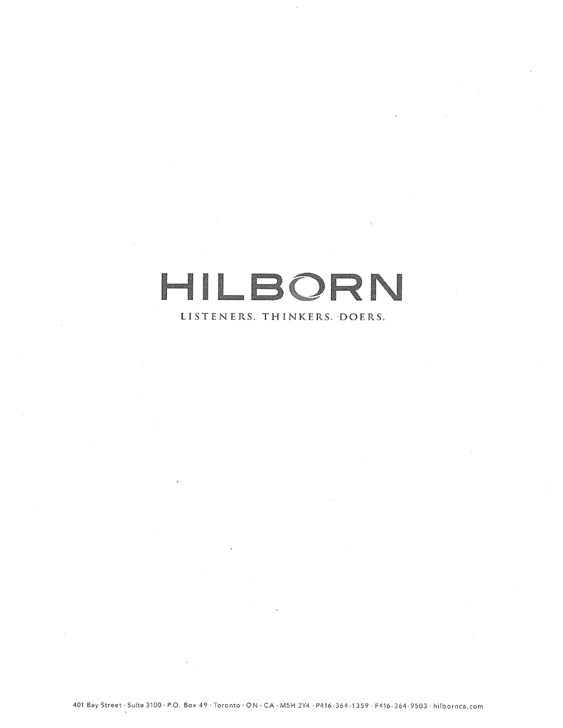# HILBORN

LISTENERS. THINKERS. DOERS.

401 Bay Street · Suite 3100 · P.O. Box 49 · Toronto · ON · CA · M5H 2Y4 · P416-364-1359 · F416-364-9503 · hilbornca.com